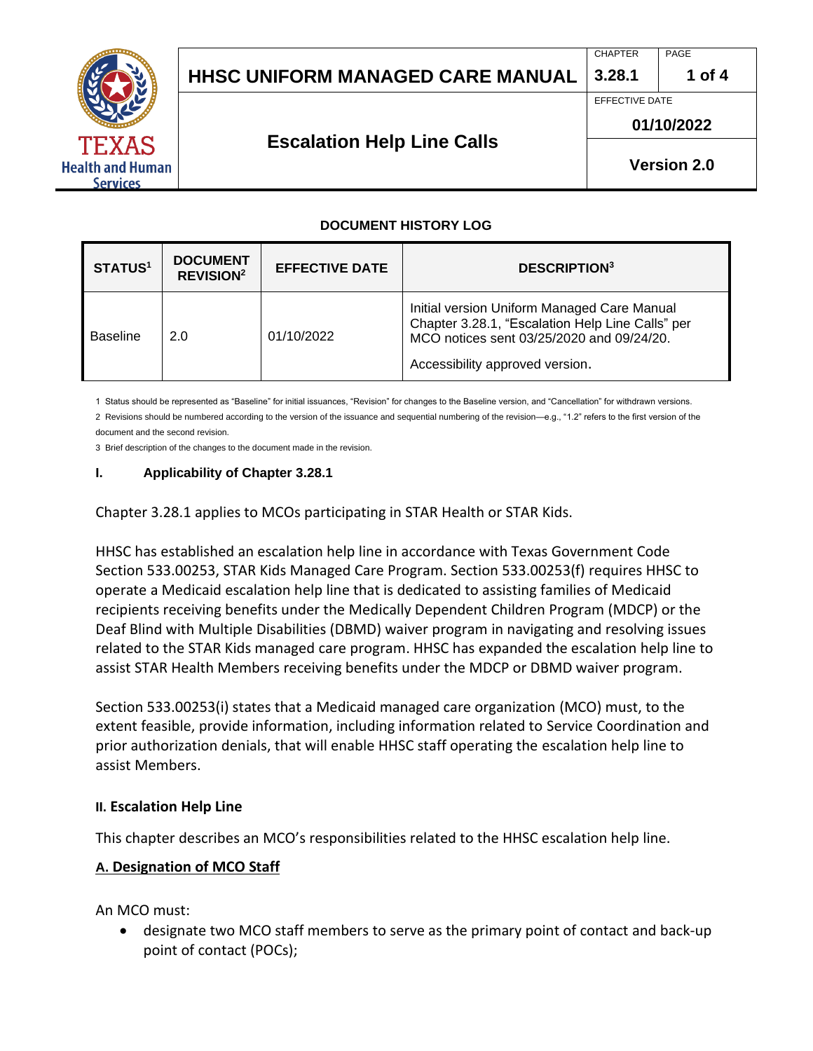# HHSC UNIFORM MANAGED CARE MANUAL

| CHAPTER | PAGE |
|---|---|
| 3.28.1 | 1 of 4 |

## Escalation Help Line Calls

EFFECTIVE DATE: 01/10/2022

Version 2.0

### DOCUMENT HISTORY LOG

| STATUS[1] | DOCUMENT REVISION[2] | EFFECTIVE DATE | DESCRIPTION[3] |
|---|---|---|---|
| Baseline | 2.0 | 01/10/2022 | Initial version Uniform Managed Care Manual Chapter 3.28.1, "Escalation Help Line Calls" per MCO notices sent 03/25/2020 and 09/24/20. Accessibility approved version. |

1 Status should be represented as "Baseline" for initial issuances, "Revision" for changes to the Baseline version, and "Cancellation" for withdrawn versions.

2 Revisions should be numbered according to the version of the issuance and sequential numbering of the revision—e.g., "1.2" refers to the first version of the document and the second revision.

3 Brief description of the changes to the document made in the revision.

### I. Applicability of Chapter 3.28.1

Chapter 3.28.1 applies to MCOs participating in STAR Health or STAR Kids.

HHSC has established an escalation help line in accordance with Texas Government Code Section 533.00253, STAR Kids Managed Care Program. Section 533.00253(f) requires HHSC to operate a Medicaid escalation help line that is dedicated to assisting families of Medicaid recipients receiving benefits under the Medically Dependent Children Program (MDCP) or the Deaf Blind with Multiple Disabilities (DBMD) waiver program in navigating and resolving issues related to the STAR Kids managed care program. HHSC has expanded the escalation help line to assist STAR Health Members receiving benefits under the MDCP or DBMD waiver program.

Section 533.00253(i) states that a Medicaid managed care organization (MCO) must, to the extent feasible, provide information, including information related to Service Coordination and prior authorization denials, that will enable HHSC staff operating the escalation help line to assist Members.

### II. Escalation Help Line

This chapter describes an MCO's responsibilities related to the HHSC escalation help line.

#### A. Designation of MCO Staff

An MCO must:

- designate two MCO staff members to serve as the primary point of contact and back-up point of contact (POCs);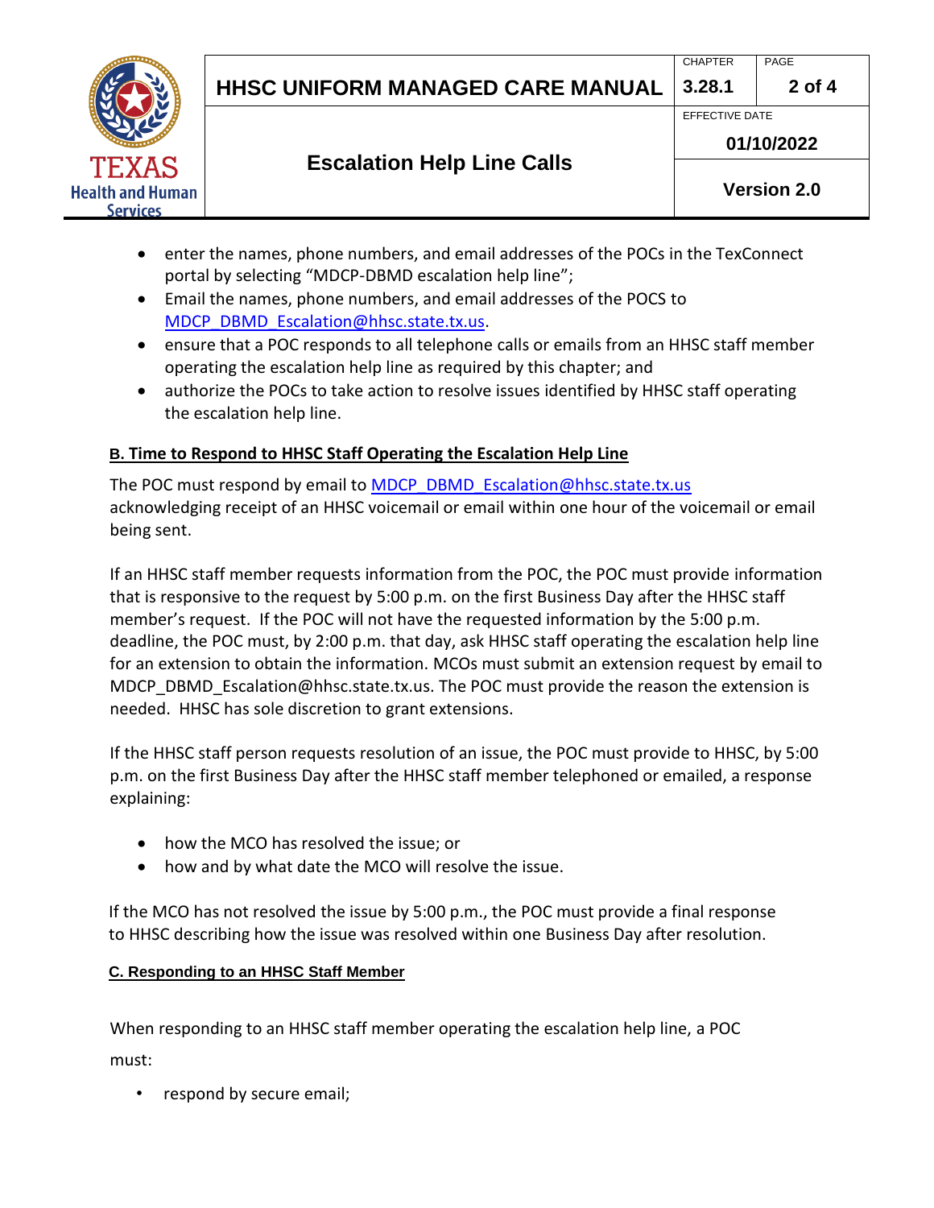- enter the names, phone numbers, and email addresses of the POCs in the TexConnect portal by selecting "MDCP-DBMD escalation help line";
- Email the names, phone numbers, and email addresses of the POCS to MDCP_DBMD_Escalation@hhsc.state.tx.us.
- ensure that a POC responds to all telephone calls or emails from an HHSC staff member operating the escalation help line as required by this chapter; and
- authorize the POCs to take action to resolve issues identified by HHSC staff operating the escalation help line.

### B. Time to Respond to HHSC Staff Operating the Escalation Help Line

The POC must respond by email to MDCP_DBMD_Escalation@hhsc.state.tx.us acknowledging receipt of an HHSC voicemail or email within one hour of the voicemail or email being sent.

If an HHSC staff member requests information from the POC, the POC must provide information that is responsive to the request by 5:00 p.m. on the first Business Day after the HHSC staff member's request. If the POC will not have the requested information by the 5:00 p.m. deadline, the POC must, by 2:00 p.m. that day, ask HHSC staff operating the escalation help line for an extension to obtain the information. MCOs must submit an extension request by email to MDCP_DBMD_Escalation@hhsc.state.tx.us. The POC must provide the reason the extension is needed. HHSC has sole discretion to grant extensions.

If the HHSC staff person requests resolution of an issue, the POC must provide to HHSC, by 5:00 p.m. on the first Business Day after the HHSC staff member telephoned or emailed, a response explaining:

- how the MCO has resolved the issue; or
- how and by what date the MCO will resolve the issue.

If the MCO has not resolved the issue by 5:00 p.m., the POC must provide a final response to HHSC describing how the issue was resolved within one Business Day after resolution.

### C. Responding to an HHSC Staff Member

When responding to an HHSC staff member operating the escalation help line, a POC must:

- respond by secure email;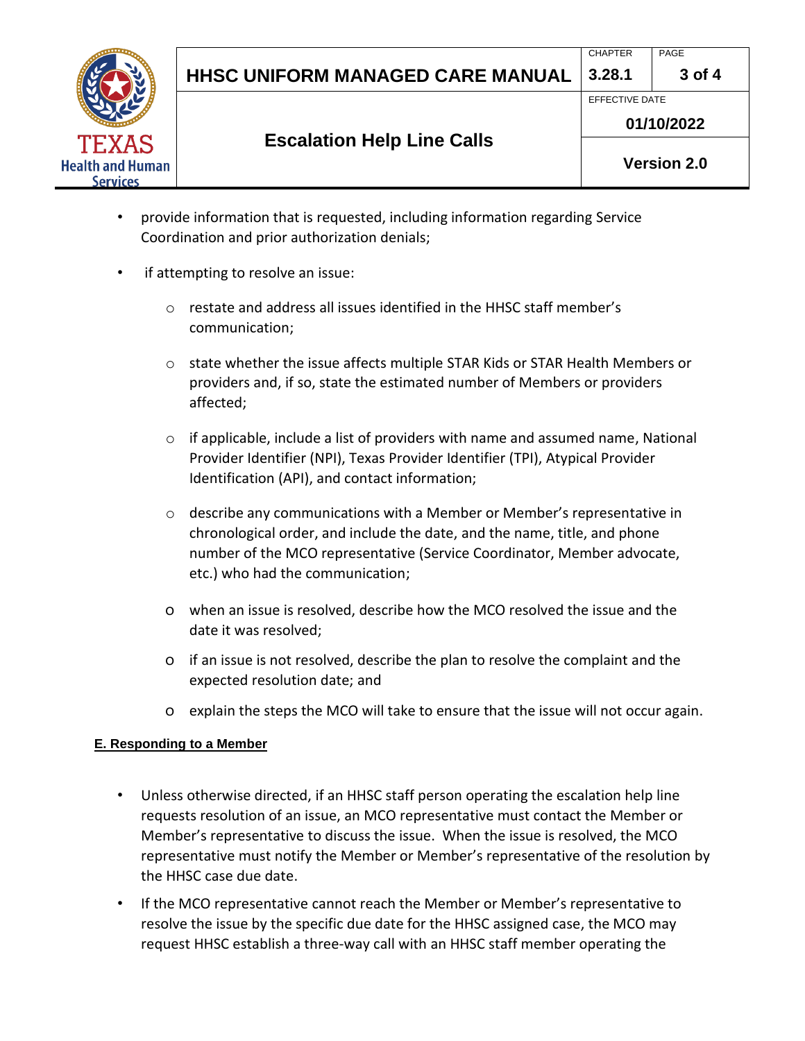- provide information that is requested, including information regarding Service Coordination and prior authorization denials;
- if attempting to resolve an issue:
  - restate and address all issues identified in the HHSC staff member's communication;
  - state whether the issue affects multiple STAR Kids or STAR Health Members or providers and, if so, state the estimated number of Members or providers affected;
  - if applicable, include a list of providers with name and assumed name, National Provider Identifier (NPI), Texas Provider Identifier (TPI), Atypical Provider Identification (API), and contact information;
  - describe any communications with a Member or Member's representative in chronological order, and include the date, and the name, title, and phone number of the MCO representative (Service Coordinator, Member advocate, etc.) who had the communication;
  - when an issue is resolved, describe how the MCO resolved the issue and the date it was resolved;
  - if an issue is not resolved, describe the plan to resolve the complaint and the expected resolution date; and
  - explain the steps the MCO will take to ensure that the issue will not occur again.

## E. Responding to a Member

- Unless otherwise directed, if an HHSC staff person operating the escalation help line requests resolution of an issue, an MCO representative must contact the Member or Member's representative to discuss the issue. When the issue is resolved, the MCO representative must notify the Member or Member's representative of the resolution by the HHSC case due date.
- If the MCO representative cannot reach the Member or Member's representative to resolve the issue by the specific due date for the HHSC assigned case, the MCO may request HHSC establish a three-way call with an HHSC staff member operating the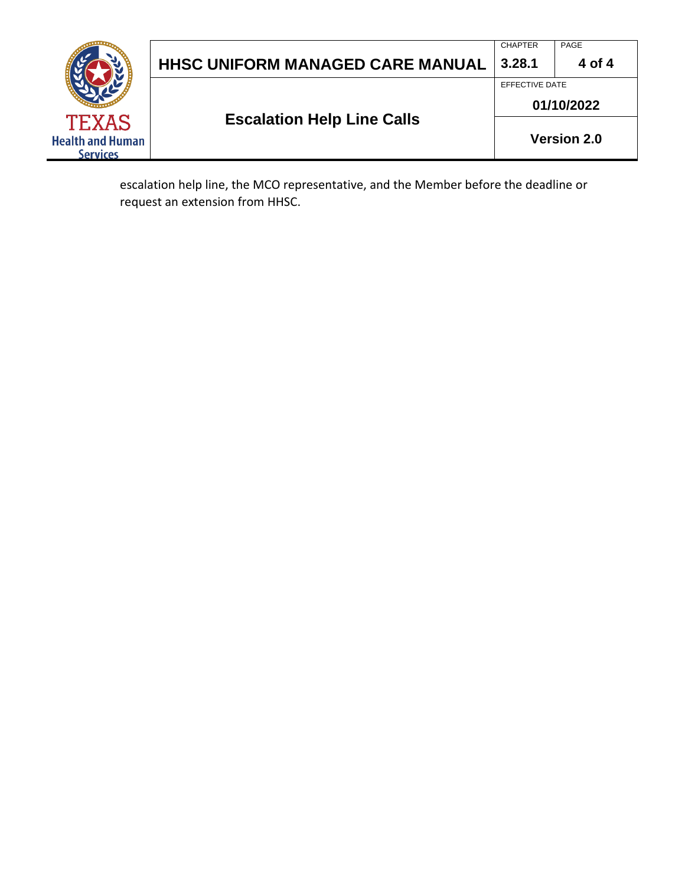escalation help line, the MCO representative, and the Member before the deadline or request an extension from HHSC.